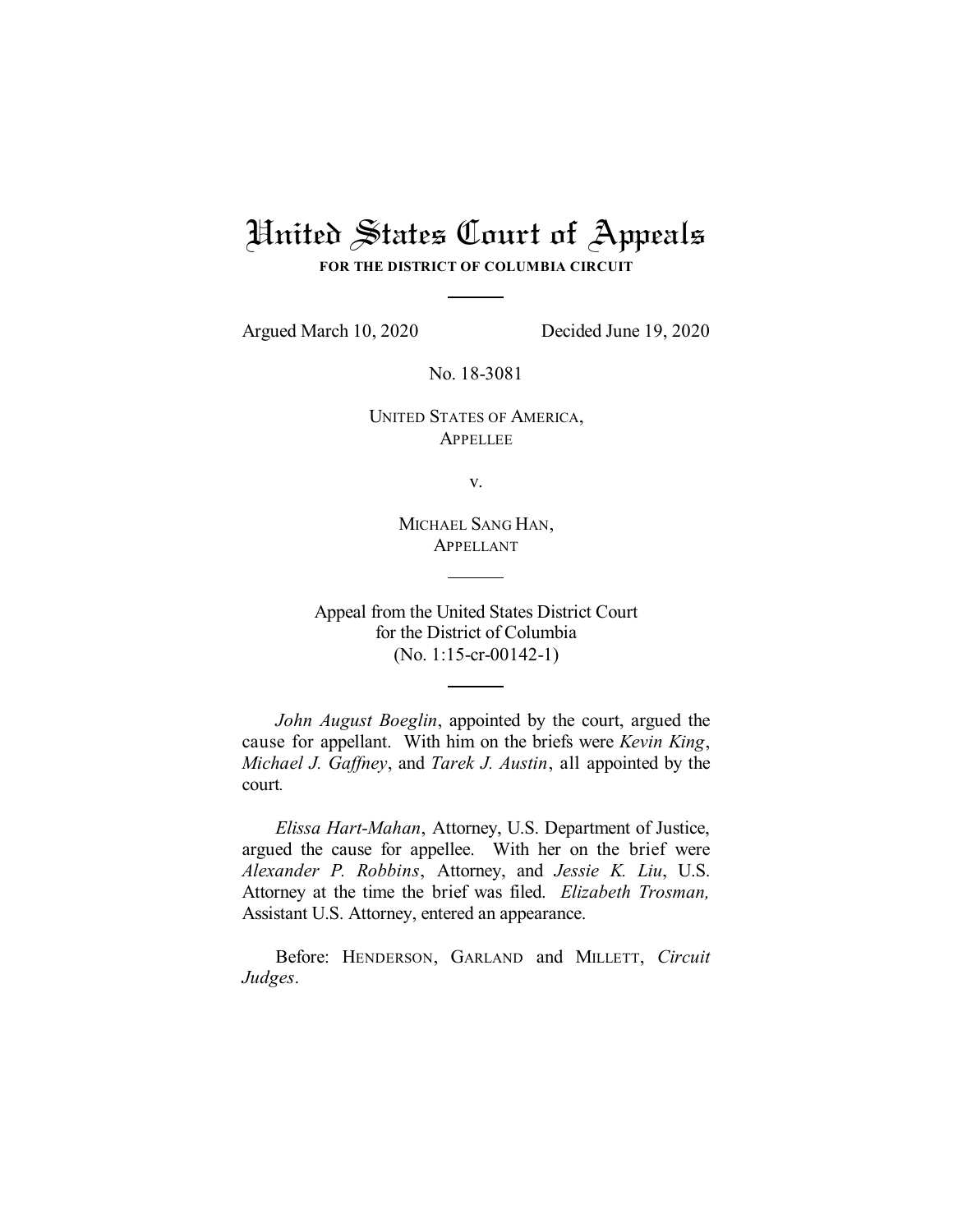# United States Court of Appeals

**FOR THE DISTRICT OF COLUMBIA CIRCUIT**

Argued March 10, 2020 Decided June 19, 2020

No. 18-3081

UNITED STATES OF AMERICA,
APPELLEE

v.

MICHAEL SANG HAN,
APPELLANT

Appeal from the United States District Court
for the District of Columbia
(No. 1:15-cr-00142-1)

*John August Boeglin*, appointed by the court, argued the cause for appellant. With him on the briefs were *Kevin King*, *Michael J. Gaffney*, and *Tarek J. Austin*, all appointed by the court.

*Elissa Hart-Mahan*, Attorney, U.S. Department of Justice, argued the cause for appellee. With her on the brief were *Alexander P. Robbins*, Attorney, and *Jessie K. Liu*, U.S. Attorney at the time the brief was filed. *Elizabeth Trosman,* Assistant U.S. Attorney, entered an appearance.

Before: HENDERSON, GARLAND and MILLETT, *Circuit Judges*.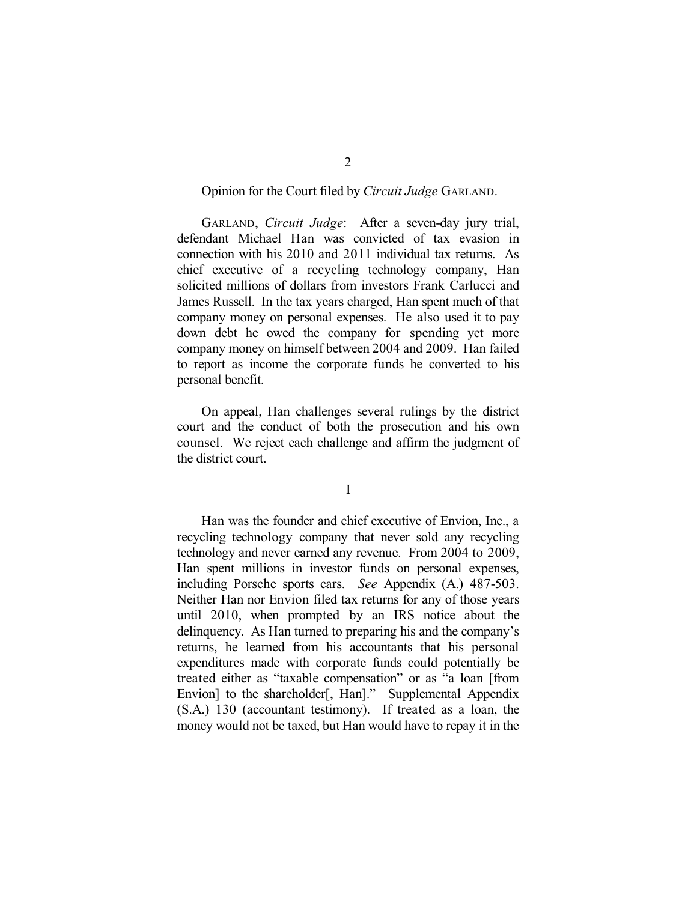Opinion for the Court filed by *Circuit Judge* GARLAND.

GARLAND, *Circuit Judge*: After a seven-day jury trial, defendant Michael Han was convicted of tax evasion in connection with his 2010 and 2011 individual tax returns. As chief executive of a recycling technology company, Han solicited millions of dollars from investors Frank Carlucci and James Russell. In the tax years charged, Han spent much of that company money on personal expenses. He also used it to pay down debt he owed the company for spending yet more company money on himself between 2004 and 2009. Han failed to report as income the corporate funds he converted to his personal benefit.

On appeal, Han challenges several rulings by the district court and the conduct of both the prosecution and his own counsel. We reject each challenge and affirm the judgment of the district court.

I

Han was the founder and chief executive of Envion, Inc., a recycling technology company that never sold any recycling technology and never earned any revenue. From 2004 to 2009, Han spent millions in investor funds on personal expenses, including Porsche sports cars. *See* Appendix (A.) 487-503. Neither Han nor Envion filed tax returns for any of those years until 2010, when prompted by an IRS notice about the delinquency. As Han turned to preparing his and the company's returns, he learned from his accountants that his personal expenditures made with corporate funds could potentially be treated either as "taxable compensation" or as "a loan [from Envion] to the shareholder[, Han]." Supplemental Appendix (S.A.) 130 (accountant testimony). If treated as a loan, the money would not be taxed, but Han would have to repay it in the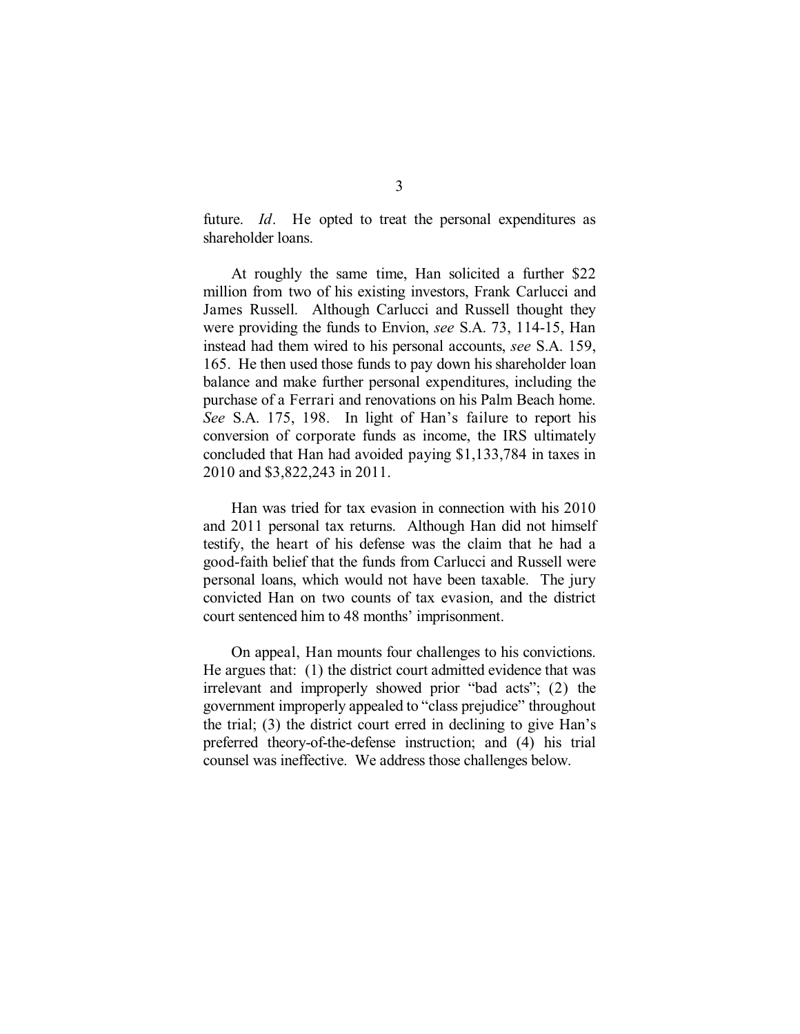future. *Id*. He opted to treat the personal expenditures as shareholder loans.

At roughly the same time, Han solicited a further $22 million from two of his existing investors, Frank Carlucci and James Russell. Although Carlucci and Russell thought they were providing the funds to Envion, *see* S.A. 73, 114-15, Han instead had them wired to his personal accounts, *see* S.A. 159, 165. He then used those funds to pay down his shareholder loan balance and make further personal expenditures, including the purchase of a Ferrari and renovations on his Palm Beach home. *See* S.A. 175, 198. In light of Han's failure to report his conversion of corporate funds as income, the IRS ultimately concluded that Han had avoided paying $1,133,784 in taxes in 2010 and $3,822,243 in 2011.

Han was tried for tax evasion in connection with his 2010 and 2011 personal tax returns. Although Han did not himself testify, the heart of his defense was the claim that he had a good-faith belief that the funds from Carlucci and Russell were personal loans, which would not have been taxable. The jury convicted Han on two counts of tax evasion, and the district court sentenced him to 48 months' imprisonment.

On appeal, Han mounts four challenges to his convictions. He argues that: (1) the district court admitted evidence that was irrelevant and improperly showed prior "bad acts"; (2) the government improperly appealed to "class prejudice" throughout the trial; (3) the district court erred in declining to give Han's preferred theory-of-the-defense instruction; and (4) his trial counsel was ineffective. We address those challenges below.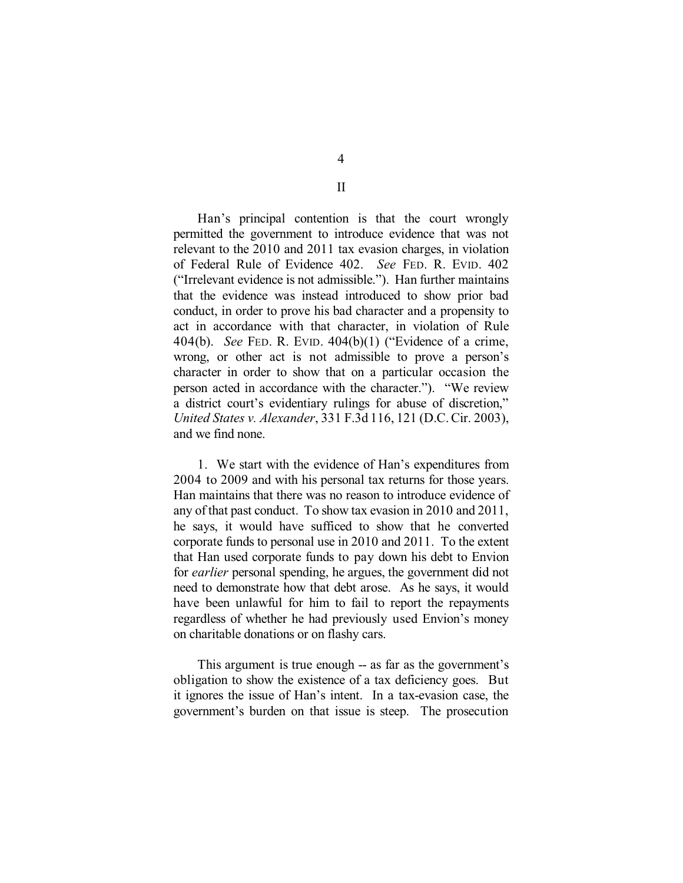## II

Han's principal contention is that the court wrongly permitted the government to introduce evidence that was not relevant to the 2010 and 2011 tax evasion charges, in violation of Federal Rule of Evidence 402. *See* FED. R. EVID. 402 ("Irrelevant evidence is not admissible."). Han further maintains that the evidence was instead introduced to show prior bad conduct, in order to prove his bad character and a propensity to act in accordance with that character, in violation of Rule 404(b). *See* FED. R. EVID. 404(b)(1) ("Evidence of a crime, wrong, or other act is not admissible to prove a person's character in order to show that on a particular occasion the person acted in accordance with the character."). "We review a district court's evidentiary rulings for abuse of discretion," *United States v. Alexander*, 331 F.3d 116, 121 (D.C. Cir. 2003), and we find none.

1. We start with the evidence of Han's expenditures from 2004 to 2009 and with his personal tax returns for those years. Han maintains that there was no reason to introduce evidence of any of that past conduct. To show tax evasion in 2010 and 2011, he says, it would have sufficed to show that he converted corporate funds to personal use in 2010 and 2011. To the extent that Han used corporate funds to pay down his debt to Envion for *earlier* personal spending, he argues, the government did not need to demonstrate how that debt arose. As he says, it would have been unlawful for him to fail to report the repayments regardless of whether he had previously used Envion's money on charitable donations or on flashy cars.

This argument is true enough -- as far as the government's obligation to show the existence of a tax deficiency goes. But it ignores the issue of Han's intent. In a tax-evasion case, the government's burden on that issue is steep. The prosecution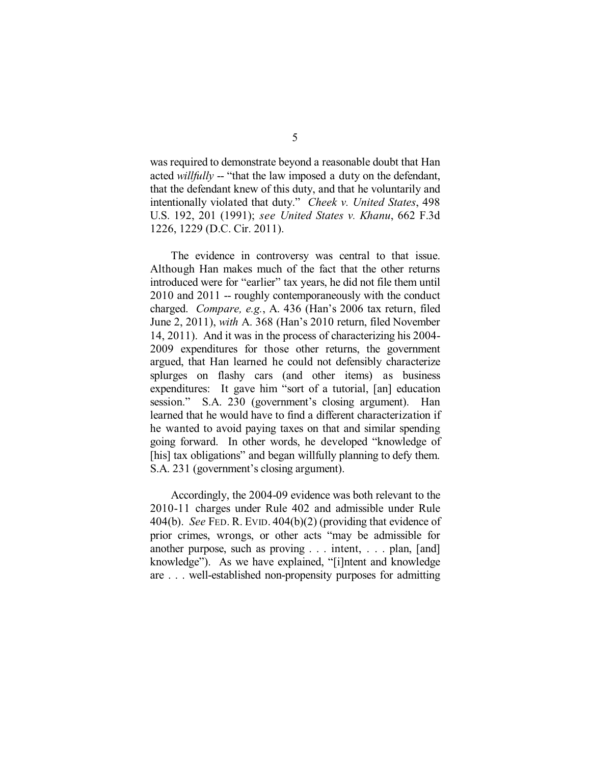was required to demonstrate beyond a reasonable doubt that Han acted *willfully* -- "that the law imposed a duty on the defendant, that the defendant knew of this duty, and that he voluntarily and intentionally violated that duty." *Cheek v. United States*, 498 U.S. 192, 201 (1991); *see United States v. Khanu*, 662 F.3d 1226, 1229 (D.C. Cir. 2011).

The evidence in controversy was central to that issue. Although Han makes much of the fact that the other returns introduced were for "earlier" tax years, he did not file them until 2010 and 2011 -- roughly contemporaneously with the conduct charged. *Compare, e.g.*, A. 436 (Han's 2006 tax return, filed June 2, 2011), *with* A. 368 (Han's 2010 return, filed November 14, 2011). And it was in the process of characterizing his 2004-2009 expenditures for those other returns, the government argued, that Han learned he could not defensibly characterize splurges on flashy cars (and other items) as business expenditures: It gave him "sort of a tutorial, [an] education session." S.A. 230 (government's closing argument). Han learned that he would have to find a different characterization if he wanted to avoid paying taxes on that and similar spending going forward. In other words, he developed "knowledge of [his] tax obligations" and began willfully planning to defy them. S.A. 231 (government's closing argument).

Accordingly, the 2004-09 evidence was both relevant to the 2010-11 charges under Rule 402 and admissible under Rule 404(b). *See* FED. R. EVID. 404(b)(2) (providing that evidence of prior crimes, wrongs, or other acts "may be admissible for another purpose, such as proving . . . intent, . . . plan, [and] knowledge"). As we have explained, "[i]ntent and knowledge are . . . well-established non-propensity purposes for admitting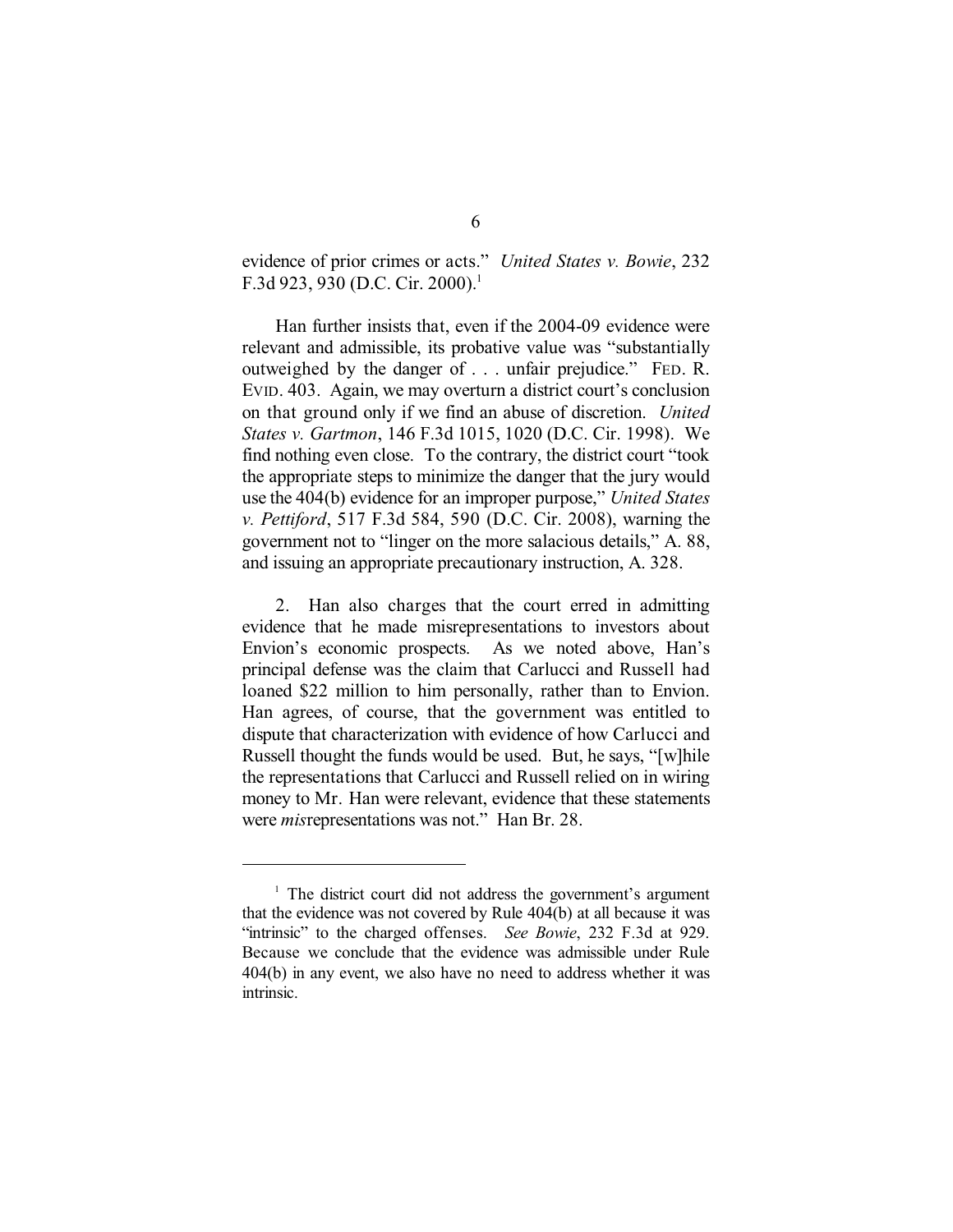evidence of prior crimes or acts." *United States v. Bowie*, 232 F.3d 923, 930 (D.C. Cir. 2000).[1]

Han further insists that, even if the 2004-09 evidence were relevant and admissible, its probative value was "substantially outweighed by the danger of . . . unfair prejudice." FED. R. EVID. 403. Again, we may overturn a district court's conclusion on that ground only if we find an abuse of discretion. *United States v. Gartmon*, 146 F.3d 1015, 1020 (D.C. Cir. 1998). We find nothing even close. To the contrary, the district court "took the appropriate steps to minimize the danger that the jury would use the 404(b) evidence for an improper purpose," *United States v. Pettiford*, 517 F.3d 584, 590 (D.C. Cir. 2008), warning the government not to "linger on the more salacious details," A. 88, and issuing an appropriate precautionary instruction, A. 328.

2. Han also charges that the court erred in admitting evidence that he made misrepresentations to investors about Envion's economic prospects. As we noted above, Han's principal defense was the claim that Carlucci and Russell had loaned $22 million to him personally, rather than to Envion. Han agrees, of course, that the government was entitled to dispute that characterization with evidence of how Carlucci and Russell thought the funds would be used. But, he says, "[w]hile the representations that Carlucci and Russell relied on in wiring money to Mr. Han were relevant, evidence that these statements were *mis*representations was not." Han Br. 28.

---

[1] The district court did not address the government's argument that the evidence was not covered by Rule 404(b) at all because it was "intrinsic" to the charged offenses. *See Bowie*, 232 F.3d at 929. Because we conclude that the evidence was admissible under Rule 404(b) in any event, we also have no need to address whether it was intrinsic.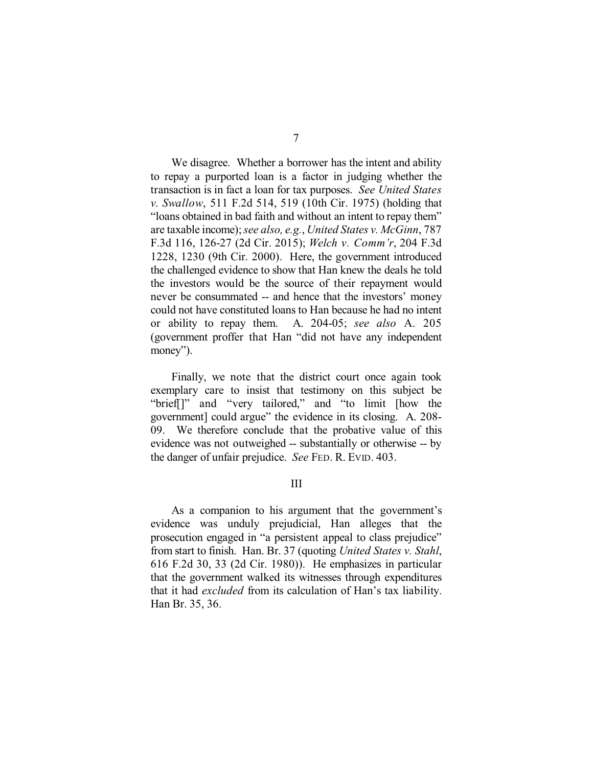We disagree. Whether a borrower has the intent and ability to repay a purported loan is a factor in judging whether the transaction is in fact a loan for tax purposes. *See United States v. Swallow*, 511 F.2d 514, 519 (10th Cir. 1975) (holding that "loans obtained in bad faith and without an intent to repay them" are taxable income); *see also, e.g.*, *United States v. McGinn*, 787 F.3d 116, 126-27 (2d Cir. 2015); *Welch v. Comm'r*, 204 F.3d 1228, 1230 (9th Cir. 2000). Here, the government introduced the challenged evidence to show that Han knew the deals he told the investors would be the source of their repayment would never be consummated -- and hence that the investors' money could not have constituted loans to Han because he had no intent or ability to repay them. A. 204-05; *see also* A. 205 (government proffer that Han "did not have any independent money").

Finally, we note that the district court once again took exemplary care to insist that testimony on this subject be "brief[]" and "very tailored," and "to limit [how the government] could argue" the evidence in its closing. A. 208-09. We therefore conclude that the probative value of this evidence was not outweighed -- substantially or otherwise -- by the danger of unfair prejudice. *See* FED. R. EVID. 403.

## III

As a companion to his argument that the government's evidence was unduly prejudicial, Han alleges that the prosecution engaged in "a persistent appeal to class prejudice" from start to finish. Han. Br. 37 (quoting *United States v. Stahl*, 616 F.2d 30, 33 (2d Cir. 1980)). He emphasizes in particular that the government walked its witnesses through expenditures that it had *excluded* from its calculation of Han's tax liability. Han Br. 35, 36.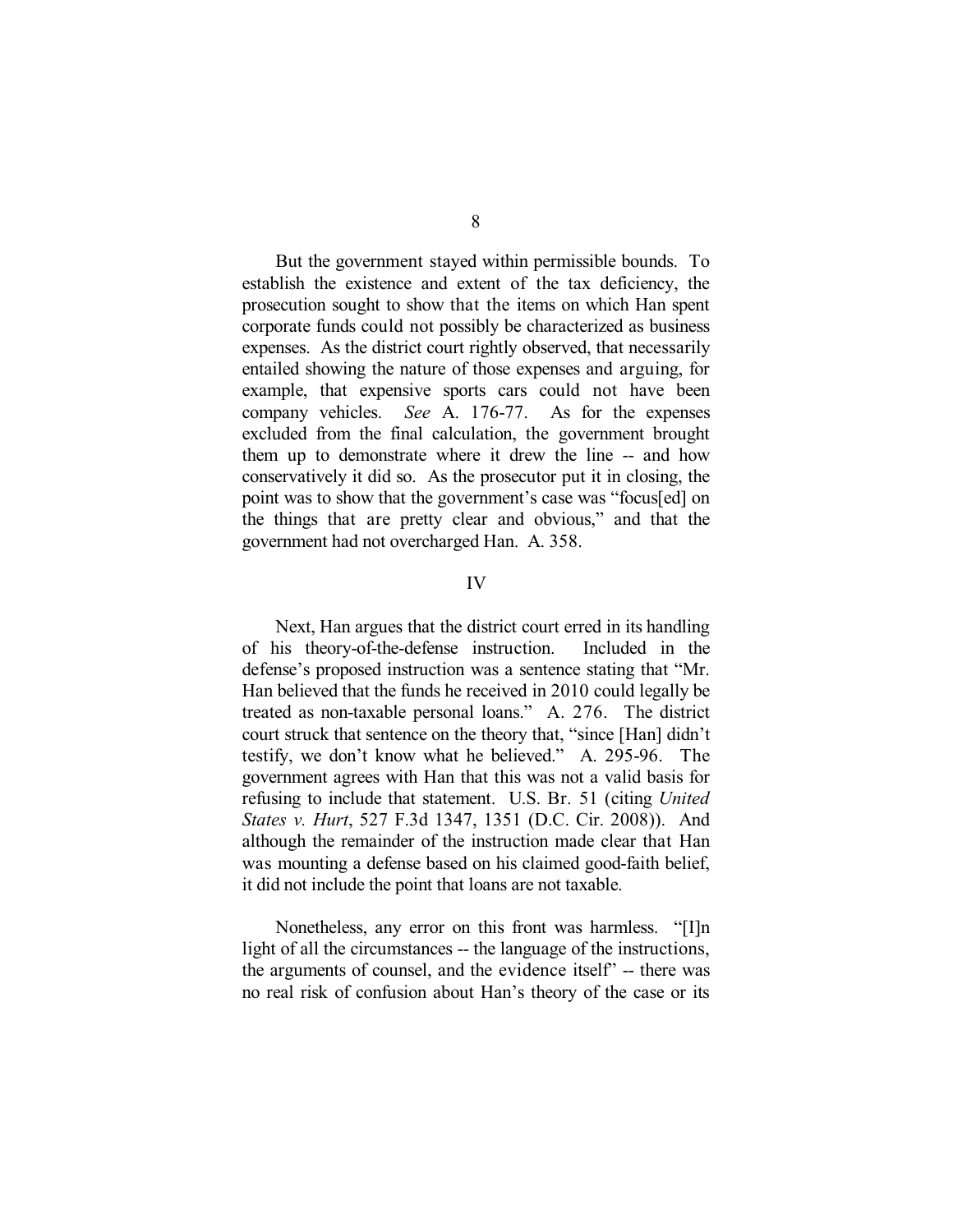But the government stayed within permissible bounds. To establish the existence and extent of the tax deficiency, the prosecution sought to show that the items on which Han spent corporate funds could not possibly be characterized as business expenses. As the district court rightly observed, that necessarily entailed showing the nature of those expenses and arguing, for example, that expensive sports cars could not have been company vehicles. *See* A. 176-77. As for the expenses excluded from the final calculation, the government brought them up to demonstrate where it drew the line -- and how conservatively it did so. As the prosecutor put it in closing, the point was to show that the government's case was "focus[ed] on the things that are pretty clear and obvious," and that the government had not overcharged Han. A. 358.

## IV

Next, Han argues that the district court erred in its handling of his theory-of-the-defense instruction. Included in the defense's proposed instruction was a sentence stating that "Mr. Han believed that the funds he received in 2010 could legally be treated as non-taxable personal loans." A. 276. The district court struck that sentence on the theory that, "since [Han] didn't testify, we don't know what he believed." A. 295-96. The government agrees with Han that this was not a valid basis for refusing to include that statement. U.S. Br. 51 (citing *United States v. Hurt*, 527 F.3d 1347, 1351 (D.C. Cir. 2008)). And although the remainder of the instruction made clear that Han was mounting a defense based on his claimed good-faith belief, it did not include the point that loans are not taxable.

Nonetheless, any error on this front was harmless. "[I]n light of all the circumstances -- the language of the instructions, the arguments of counsel, and the evidence itself" -- there was no real risk of confusion about Han's theory of the case or its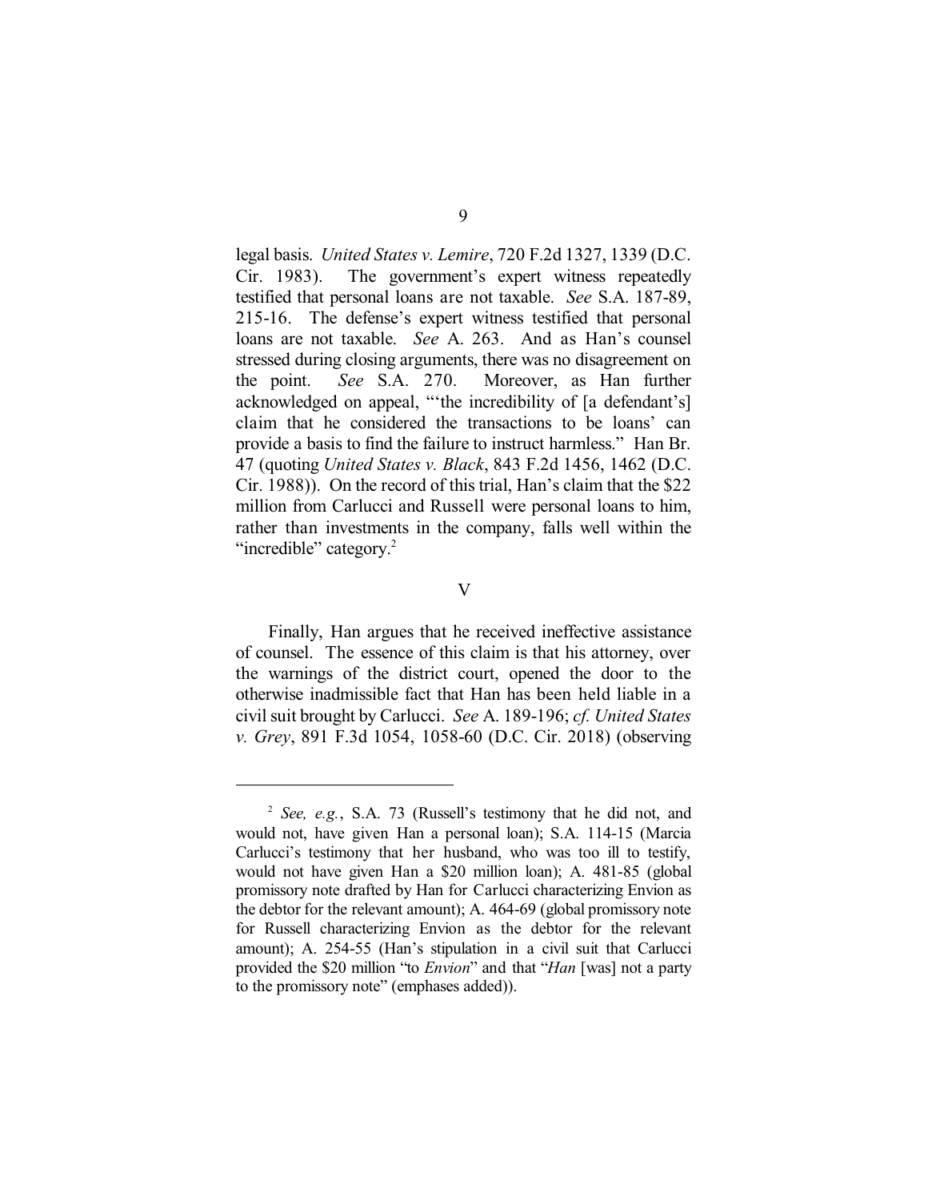legal basis. *United States v. Lemire*, 720 F.2d 1327, 1339 (D.C. Cir. 1983). The government's expert witness repeatedly testified that personal loans are not taxable. *See* S.A. 187-89, 215-16. The defense's expert witness testified that personal loans are not taxable. *See* A. 263. And as Han's counsel stressed during closing arguments, there was no disagreement on the point. *See* S.A. 270. Moreover, as Han further acknowledged on appeal, "'the incredibility of [a defendant's] claim that he considered the transactions to be loans' can provide a basis to find the failure to instruct harmless." Han Br. 47 (quoting *United States v. Black*, 843 F.2d 1456, 1462 (D.C. Cir. 1988)). On the record of this trial, Han's claim that the $22 million from Carlucci and Russell were personal loans to him, rather than investments in the company, falls well within the "incredible" category.[2]

## V

Finally, Han argues that he received ineffective assistance of counsel. The essence of this claim is that his attorney, over the warnings of the district court, opened the door to the otherwise inadmissible fact that Han has been held liable in a civil suit brought by Carlucci. *See* A. 189-196; *cf. United States v. Grey*, 891 F.3d 1054, 1058-60 (D.C. Cir. 2018) (observing

---

[2] *See, e.g.*, S.A. 73 (Russell's testimony that he did not, and would not, have given Han a personal loan); S.A. 114-15 (Marcia Carlucci's testimony that her husband, who was too ill to testify, would not have given Han a $20 million loan); A. 481-85 (global promissory note drafted by Han for Carlucci characterizing Envion as the debtor for the relevant amount); A. 464-69 (global promissory note for Russell characterizing Envion as the debtor for the relevant amount); A. 254-55 (Han's stipulation in a civil suit that Carlucci provided the $20 million "to *Envion*" and that "*Han* [was] not a party to the promissory note" (emphases added)).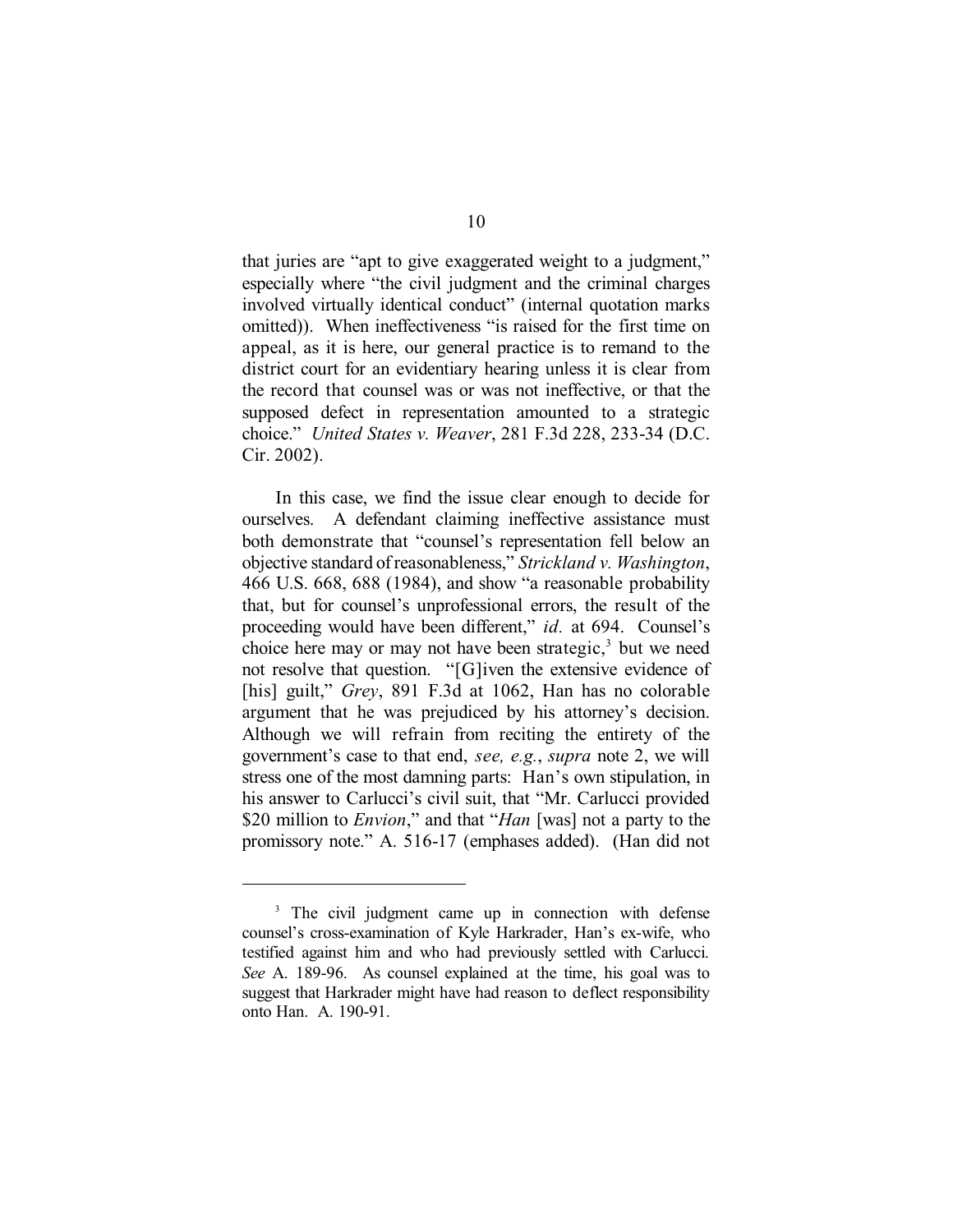that juries are "apt to give exaggerated weight to a judgment," especially where "the civil judgment and the criminal charges involved virtually identical conduct" (internal quotation marks omitted)). When ineffectiveness "is raised for the first time on appeal, as it is here, our general practice is to remand to the district court for an evidentiary hearing unless it is clear from the record that counsel was or was not ineffective, or that the supposed defect in representation amounted to a strategic choice." *United States v. Weaver*, 281 F.3d 228, 233-34 (D.C. Cir. 2002).

In this case, we find the issue clear enough to decide for ourselves. A defendant claiming ineffective assistance must both demonstrate that "counsel's representation fell below an objective standard of reasonableness," *Strickland v. Washington*, 466 U.S. 668, 688 (1984), and show "a reasonable probability that, but for counsel's unprofessional errors, the result of the proceeding would have been different," *id.* at 694. Counsel's choice here may or may not have been strategic,[3] but we need not resolve that question. "[G]iven the extensive evidence of [his] guilt," *Grey*, 891 F.3d at 1062, Han has no colorable argument that he was prejudiced by his attorney's decision. Although we will refrain from reciting the entirety of the government's case to that end, *see, e.g.*, *supra* note 2, we will stress one of the most damning parts: Han's own stipulation, in his answer to Carlucci's civil suit, that "Mr. Carlucci provided \$20 million to *Envion*," and that "*Han* [was] not a party to the promissory note." A. 516-17 (emphases added). (Han did not

---

[3] The civil judgment came up in connection with defense counsel's cross-examination of Kyle Harkrader, Han's ex-wife, who testified against him and who had previously settled with Carlucci. *See* A. 189-96. As counsel explained at the time, his goal was to suggest that Harkrader might have had reason to deflect responsibility onto Han. A. 190-91.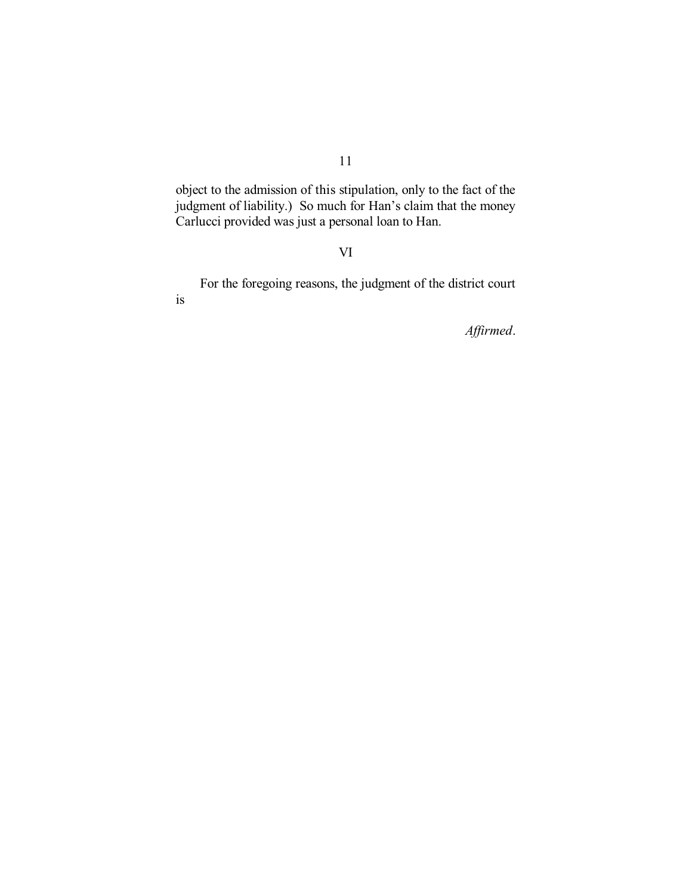object to the admission of this stipulation, only to the fact of the judgment of liability.) So much for Han's claim that the money Carlucci provided was just a personal loan to Han.

## VI

For the foregoing reasons, the judgment of the district court is

*Affirmed*.